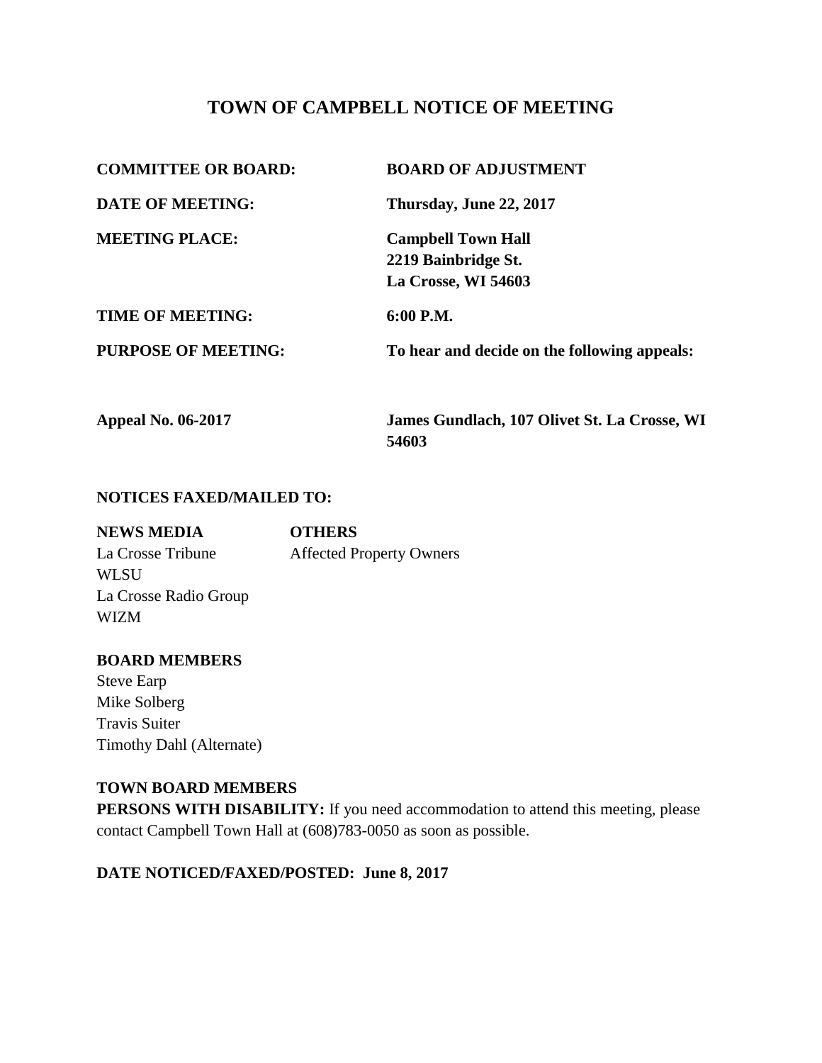# TOWN OF CAMPBELL NOTICE OF MEETING

| | |
|---|---|
| **COMMITTEE OR BOARD:** | **BOARD OF ADJUSTMENT** |
| **DATE OF MEETING:** | **Thursday, June 22, 2017** |
| **MEETING PLACE:** | **Campbell Town Hall**<br>**2219 Bainbridge St.**<br>**La Crosse, WI 54603** |
| **TIME OF MEETING:** | **6:00 P.M.** |
| **PURPOSE OF MEETING:** | **To hear and decide on the following appeals:** |
| **Appeal No. 06-2017** | **James Gundlach, 107 Olivet St. La Crosse, WI 54603** |

**NOTICES FAXED/MAILED TO:**

| **NEWS MEDIA** | **OTHERS** |
|---|---|
| La Crosse Tribune | Affected Property Owners |
| WLSU | |
| La Crosse Radio Group | |
| WIZM | |

**BOARD MEMBERS**

Steve Earp
Mike Solberg
Travis Suiter
Timothy Dahl (Alternate)

**TOWN BOARD MEMBERS**

**PERSONS WITH DISABILITY:** If you need accommodation to attend this meeting, please contact Campbell Town Hall at (608)783-0050 as soon as possible.

**DATE NOTICED/FAXED/POSTED: June 8, 2017**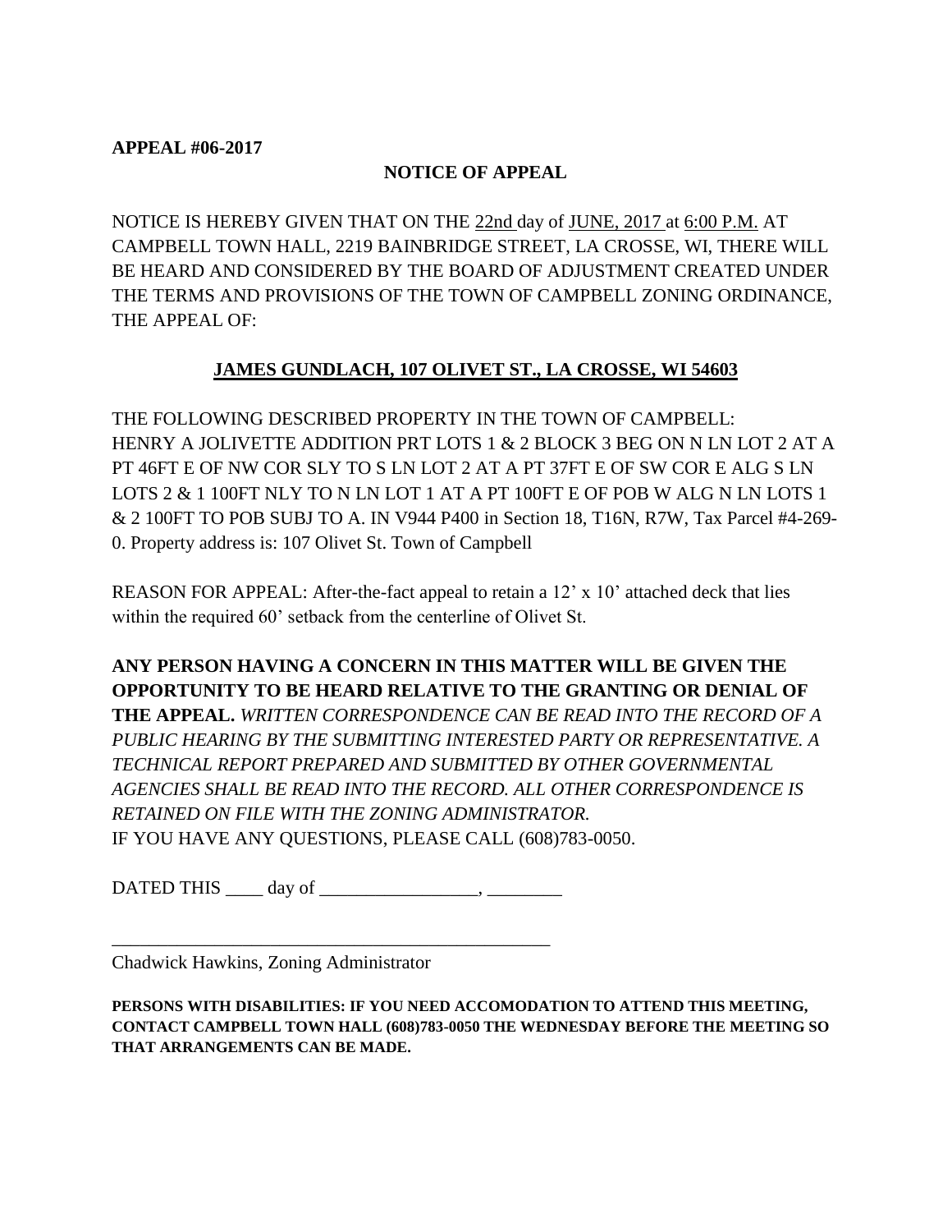**APPEAL #06-2017**

**NOTICE OF APPEAL**

NOTICE IS HEREBY GIVEN THAT ON THE 22nd day of JUNE, 2017 at 6:00 P.M. AT CAMPBELL TOWN HALL, 2219 BAINBRIDGE STREET, LA CROSSE, WI, THERE WILL BE HEARD AND CONSIDERED BY THE BOARD OF ADJUSTMENT CREATED UNDER THE TERMS AND PROVISIONS OF THE TOWN OF CAMPBELL ZONING ORDINANCE, THE APPEAL OF:

**JAMES GUNDLACH, 107 OLIVET ST., LA CROSSE, WI 54603**

THE FOLLOWING DESCRIBED PROPERTY IN THE TOWN OF CAMPBELL: HENRY A JOLIVETTE ADDITION PRT LOTS 1 & 2 BLOCK 3 BEG ON N LN LOT 2 AT A PT 46FT E OF NW COR SLY TO S LN LOT 2 AT A PT 37FT E OF SW COR E ALG S LN LOTS 2 & 1 100FT NLY TO N LN LOT 1 AT A PT 100FT E OF POB W ALG N LN LOTS 1 & 2 100FT TO POB SUBJ TO A. IN V944 P400 in Section 18, T16N, R7W, Tax Parcel #4-269-0. Property address is: 107 Olivet St. Town of Campbell

REASON FOR APPEAL: After-the-fact appeal to retain a 12' x 10' attached deck that lies within the required 60' setback from the centerline of Olivet St.

**ANY PERSON HAVING A CONCERN IN THIS MATTER WILL BE GIVEN THE OPPORTUNITY TO BE HEARD RELATIVE TO THE GRANTING OR DENIAL OF THE APPEAL.** *WRITTEN CORRESPONDENCE CAN BE READ INTO THE RECORD OF A PUBLIC HEARING BY THE SUBMITTING INTERESTED PARTY OR REPRESENTATIVE. A TECHNICAL REPORT PREPARED AND SUBMITTED BY OTHER GOVERNMENTAL AGENCIES SHALL BE READ INTO THE RECORD. ALL OTHER CORRESPONDENCE IS RETAINED ON FILE WITH THE ZONING ADMINISTRATOR.*
IF YOU HAVE ANY QUESTIONS, PLEASE CALL (608)783-0050.

DATED THIS ____ day of _________________, ________

_________________________________________________
Chadwick Hawkins, Zoning Administrator

**PERSONS WITH DISABILITIES: IF YOU NEED ACCOMODATION TO ATTEND THIS MEETING, CONTACT CAMPBELL TOWN HALL (608)783-0050 THE WEDNESDAY BEFORE THE MEETING SO THAT ARRANGEMENTS CAN BE MADE.**